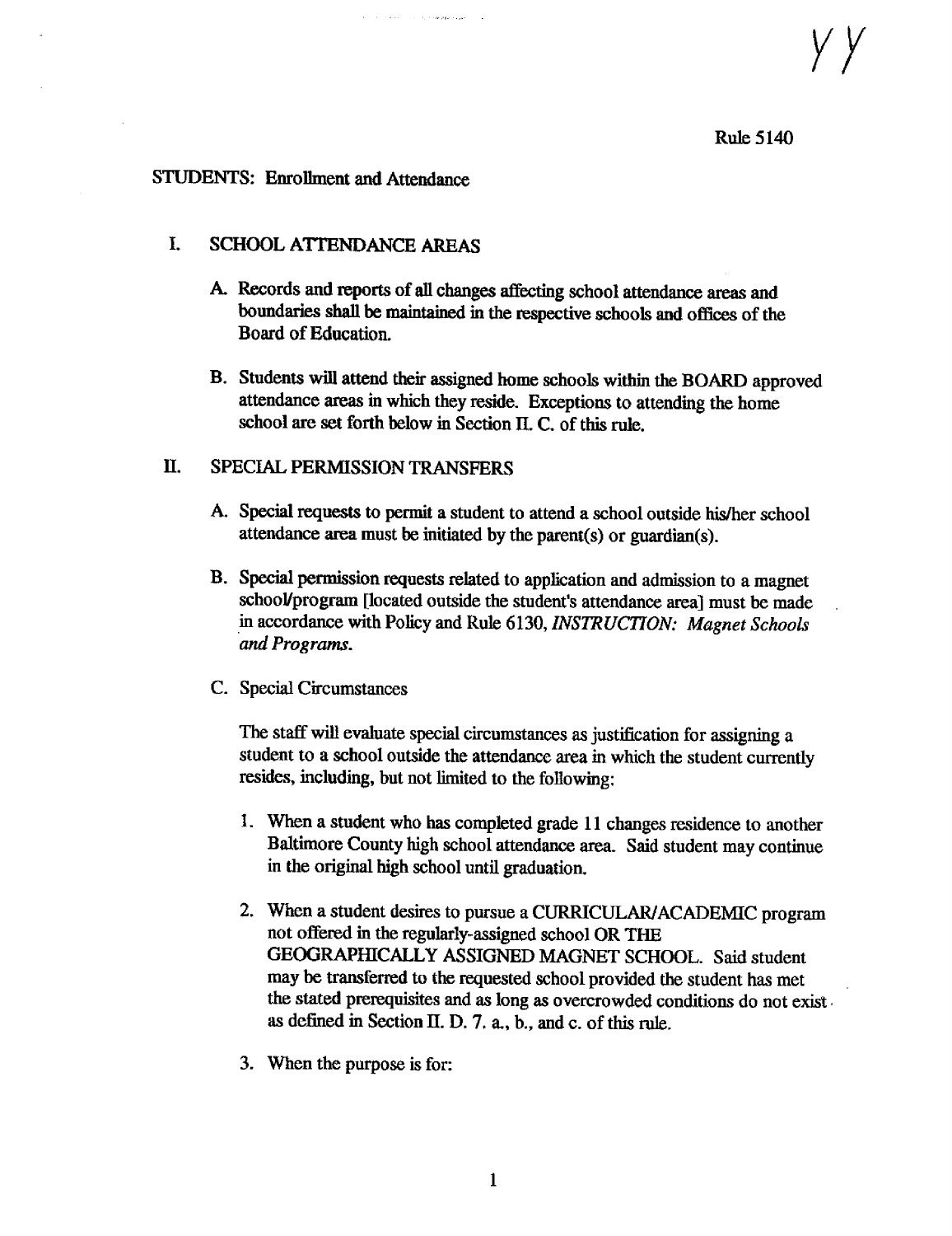YY

Rule 5140

STUDENTS: Enrollment and Attendance

I. SCHOOL ATTENDANCE AREAS

A. Records and reports of all changes affecting school attendance areas and boundaries shall be maintained in the respective schools and offices of the Board of Education.

B. Students will attend their assigned home schools within the BOARD approved attendance areas in which they reside. Exceptions to attending the home school are set forth below in Section II. C. of this rule.

II. SPECIAL PERMISSION TRANSFERS

A. Special requests to permit a student to attend a school outside his/her school attendance area must be initiated by the parent(s) or guardian(s).

B. Special permission requests related to application and admission to a magnet school/program [located outside the student's attendance area] must be made in accordance with Policy and Rule 6130, *INSTRUCTION: Magnet Schools and Programs.*

C. Special Circumstances

The staff will evaluate special circumstances as justification for assigning a student to a school outside the attendance area in which the student currently resides, including, but not limited to the following:

1. When a student who has completed grade 11 changes residence to another Baltimore County high school attendance area. Said student may continue in the original high school until graduation.

2. When a student desires to pursue a CURRICULAR/ACADEMIC program not offered in the regularly-assigned school OR THE GEOGRAPHICALLY ASSIGNED MAGNET SCHOOL. Said student may be transferred to the requested school provided the student has met the stated prerequisites and as long as overcrowded conditions do not exist as defined in Section II. D. 7. a., b., and c. of this rule.

3. When the purpose is for: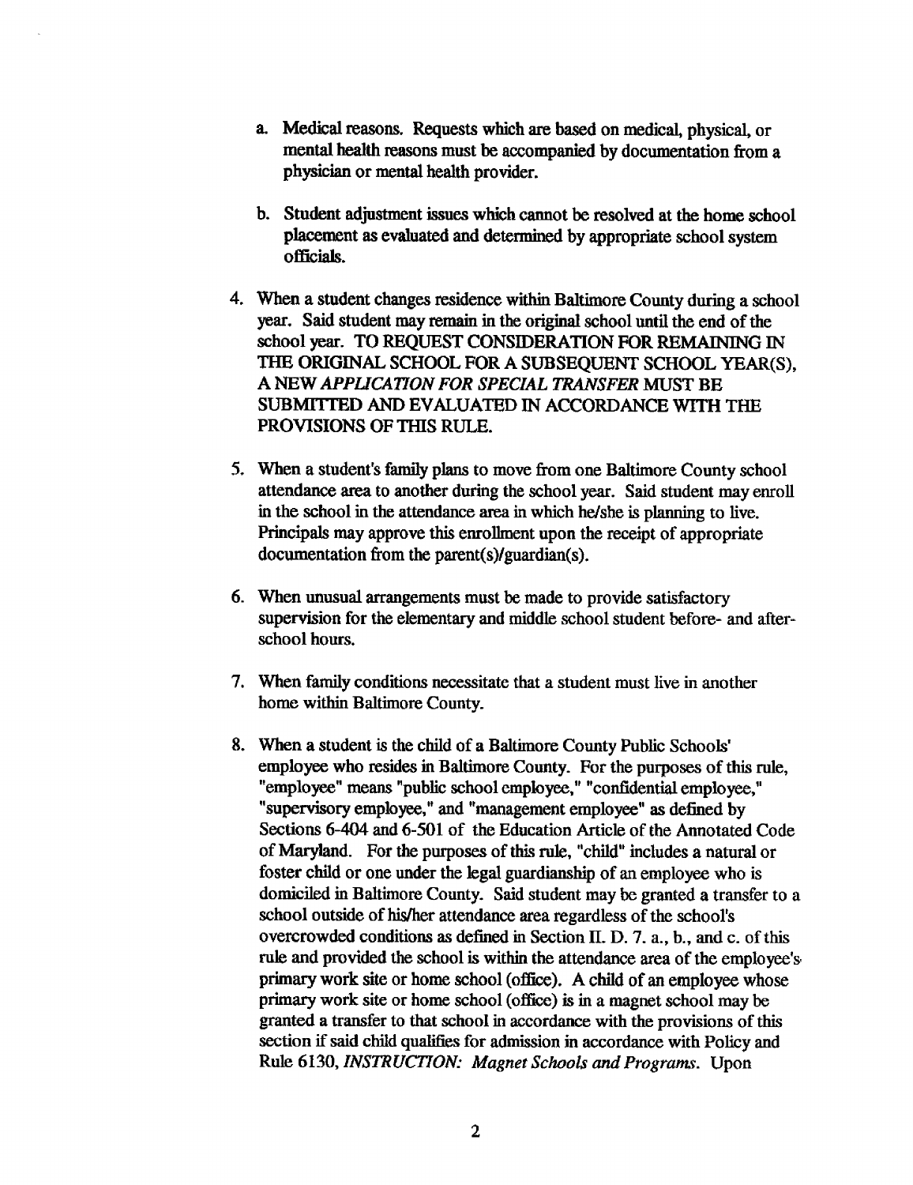a. Medical reasons. Requests which are based on medical, physical, or mental health reasons must be accompanied by documentation from a physician or mental health provider.

   b. Student adjustment issues which cannot be resolved at the home school placement as evaluated and determined by appropriate school system officials.

4. When a student changes residence within Baltimore County during a school year. Said student may remain in the original school until the end of the school year. TO REQUEST CONSIDERATION FOR REMAINING IN THE ORIGINAL SCHOOL FOR A SUBSEQUENT SCHOOL YEAR(S), A NEW *APPLICATION FOR SPECIAL TRANSFER* MUST BE SUBMITTED AND EVALUATED IN ACCORDANCE WITH THE PROVISIONS OF THIS RULE.

5. When a student's family plans to move from one Baltimore County school attendance area to another during the school year. Said student may enroll in the school in the attendance area in which he/she is planning to live. Principals may approve this enrollment upon the receipt of appropriate documentation from the parent(s)/guardian(s).

6. When unusual arrangements must be made to provide satisfactory supervision for the elementary and middle school student before- and after-school hours.

7. When family conditions necessitate that a student must live in another home within Baltimore County.

8. When a student is the child of a Baltimore County Public Schools' employee who resides in Baltimore County. For the purposes of this rule, "employee" means "public school employee," "confidential employee," "supervisory employee," and "management employee" as defined by Sections 6-404 and 6-501 of the Education Article of the Annotated Code of Maryland. For the purposes of this rule, "child" includes a natural or foster child or one under the legal guardianship of an employee who is domiciled in Baltimore County. Said student may be granted a transfer to a school outside of his/her attendance area regardless of the school's overcrowded conditions as defined in Section II. D. 7. a., b., and c. of this rule and provided the school is within the attendance area of the employee's primary work site or home school (office). A child of an employee whose primary work site or home school (office) is in a magnet school may be granted a transfer to that school in accordance with the provisions of this section if said child qualifies for admission in accordance with Policy and Rule 6130, *INSTRUCTION: Magnet Schools and Programs*. Upon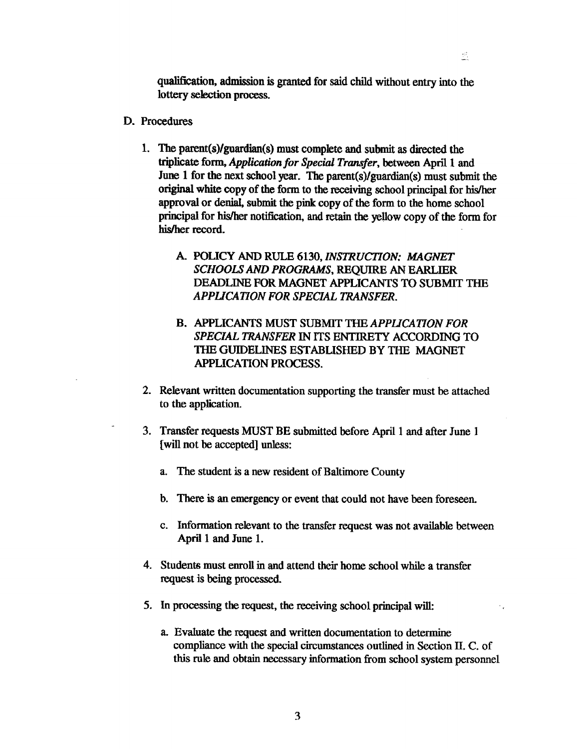qualification, admission is granted for said child without entry into the lottery selection process.

D. Procedures

1. The parent(s)/guardian(s) must complete and submit as directed the triplicate form, *Application for Special Transfer*, between April 1 and June 1 for the next school year. The parent(s)/guardian(s) must submit the original white copy of the form to the receiving school principal for his/her approval or denial, submit the pink copy of the form to the home school principal for his/her notification, and retain the yellow copy of the form for his/her record.

   A. POLICY AND RULE 6130, *INSTRUCTION: MAGNET SCHOOLS AND PROGRAMS*, REQUIRE AN EARLIER DEADLINE FOR MAGNET APPLICANTS TO SUBMIT THE *APPLICATION FOR SPECIAL TRANSFER*.

   B. APPLICANTS MUST SUBMIT THE *APPLICATION FOR SPECIAL TRANSFER* IN ITS ENTIRETY ACCORDING TO THE GUIDELINES ESTABLISHED BY THE MAGNET APPLICATION PROCESS.

2. Relevant written documentation supporting the transfer must be attached to the application.

3. Transfer requests MUST BE submitted before April 1 and after June 1 [will not be accepted] unless:

   a. The student is a new resident of Baltimore County

   b. There is an emergency or event that could not have been foreseen.

   c. Information relevant to the transfer request was not available between April 1 and June 1.

4. Students must enroll in and attend their home school while a transfer request is being processed.

5. In processing the request, the receiving school principal will:

   a. Evaluate the request and written documentation to determine compliance with the special circumstances outlined in Section II. C. of this rule and obtain necessary information from school system personnel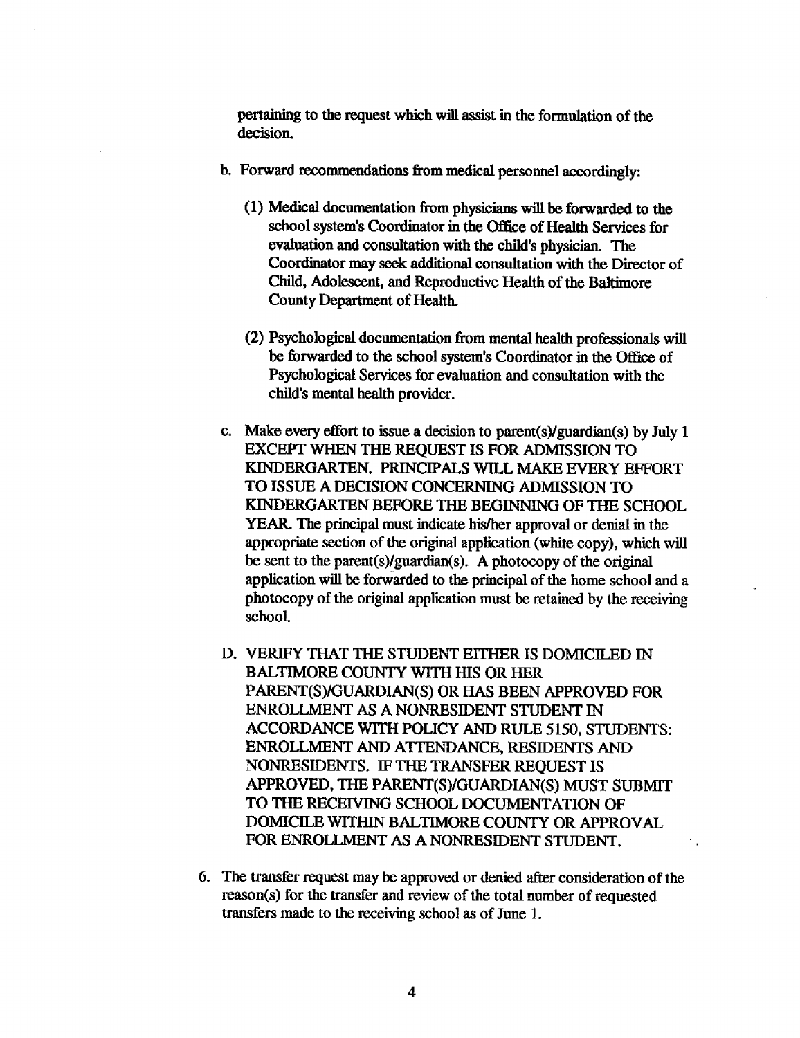pertaining to the request which will assist in the formulation of the decision.

b. Forward recommendations from medical personnel accordingly:

   (1) Medical documentation from physicians will be forwarded to the school system's Coordinator in the Office of Health Services for evaluation and consultation with the child's physician. The Coordinator may seek additional consultation with the Director of Child, Adolescent, and Reproductive Health of the Baltimore County Department of Health.

   (2) Psychological documentation from mental health professionals will be forwarded to the school system's Coordinator in the Office of Psychological Services for evaluation and consultation with the child's mental health provider.

c. Make every effort to issue a decision to parent(s)/guardian(s) by July 1 EXCEPT WHEN THE REQUEST IS FOR ADMISSION TO KINDERGARTEN. PRINCIPALS WILL MAKE EVERY EFFORT TO ISSUE A DECISION CONCERNING ADMISSION TO KINDERGARTEN BEFORE THE BEGINNING OF THE SCHOOL YEAR. The principal must indicate his/her approval or denial in the appropriate section of the original application (white copy), which will be sent to the parent(s)/guardian(s). A photocopy of the original application will be forwarded to the principal of the home school and a photocopy of the original application must be retained by the receiving school.

D. VERIFY THAT THE STUDENT EITHER IS DOMICILED IN BALTIMORE COUNTY WITH HIS OR HER PARENT(S)/GUARDIAN(S) OR HAS BEEN APPROVED FOR ENROLLMENT AS A NONRESIDENT STUDENT IN ACCORDANCE WITH POLICY AND RULE 5150, STUDENTS: ENROLLMENT AND ATTENDANCE, RESIDENTS AND NONRESIDENTS. IF THE TRANSFER REQUEST IS APPROVED, THE PARENT(S)/GUARDIAN(S) MUST SUBMIT TO THE RECEIVING SCHOOL DOCUMENTATION OF DOMICILE WITHIN BALTIMORE COUNTY OR APPROVAL FOR ENROLLMENT AS A NONRESIDENT STUDENT.

6. The transfer request may be approved or denied after consideration of the reason(s) for the transfer and review of the total number of requested transfers made to the receiving school as of June 1.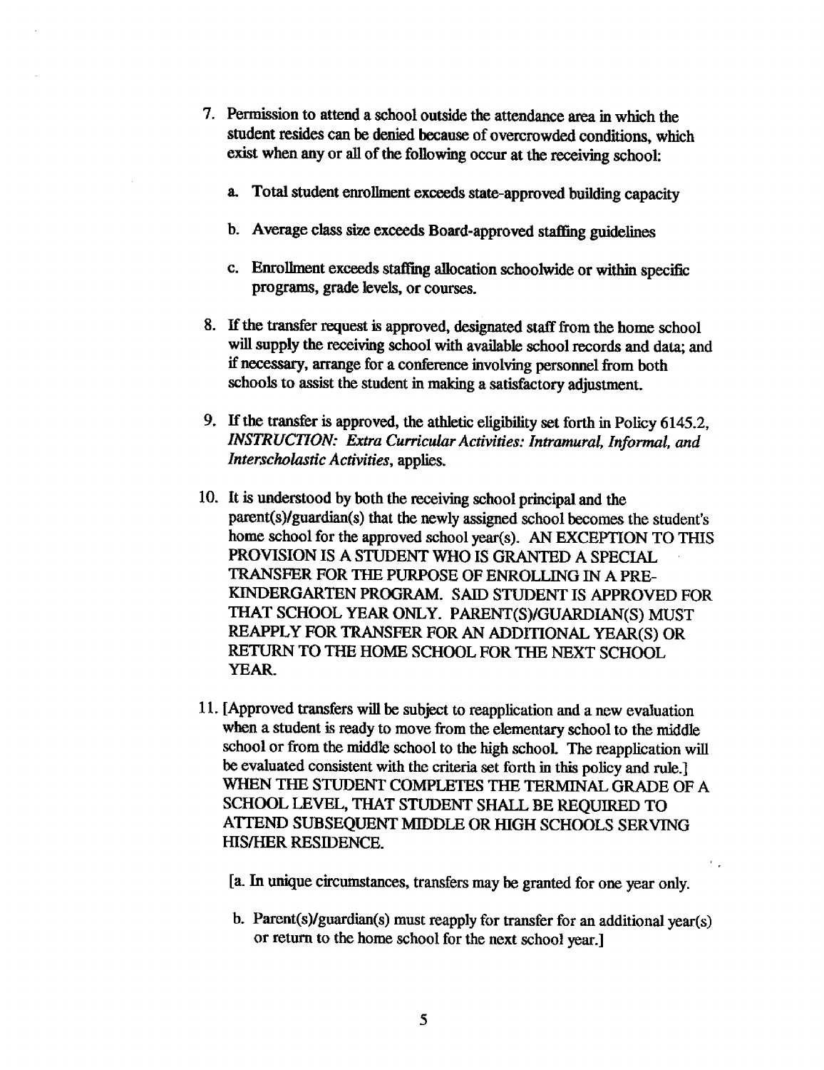7. Permission to attend a school outside the attendance area in which the student resides can be denied because of overcrowded conditions, which exist when any or all of the following occur at the receiving school:

   a. Total student enrollment exceeds state-approved building capacity

   b. Average class size exceeds Board-approved staffing guidelines

   c. Enrollment exceeds staffing allocation schoolwide or within specific programs, grade levels, or courses.

8. If the transfer request is approved, designated staff from the home school will supply the receiving school with available school records and data; and if necessary, arrange for a conference involving personnel from both schools to assist the student in making a satisfactory adjustment.

9. If the transfer is approved, the athletic eligibility set forth in Policy 6145.2, *INSTRUCTION: Extra Curricular Activities: Intramural, Informal, and Interscholastic Activities*, applies.

10. It is understood by both the receiving school principal and the parent(s)/guardian(s) that the newly assigned school becomes the student's home school for the approved school year(s). AN EXCEPTION TO THIS PROVISION IS A STUDENT WHO IS GRANTED A SPECIAL TRANSFER FOR THE PURPOSE OF ENROLLING IN A PRE-KINDERGARTEN PROGRAM. SAID STUDENT IS APPROVED FOR THAT SCHOOL YEAR ONLY. PARENT(S)/GUARDIAN(S) MUST REAPPLY FOR TRANSFER FOR AN ADDITIONAL YEAR(S) OR RETURN TO THE HOME SCHOOL FOR THE NEXT SCHOOL YEAR.

11. [Approved transfers will be subject to reapplication and a new evaluation when a student is ready to move from the elementary school to the middle school or from the middle school to the high school. The reapplication will be evaluated consistent with the criteria set forth in this policy and rule.] WHEN THE STUDENT COMPLETES THE TERMINAL GRADE OF A SCHOOL LEVEL, THAT STUDENT SHALL BE REQUIRED TO ATTEND SUBSEQUENT MIDDLE OR HIGH SCHOOLS SERVING HIS/HER RESIDENCE.

    [a. In unique circumstances, transfers may be granted for one year only.

    b. Parent(s)/guardian(s) must reapply for transfer for an additional year(s) or return to the home school for the next school year.]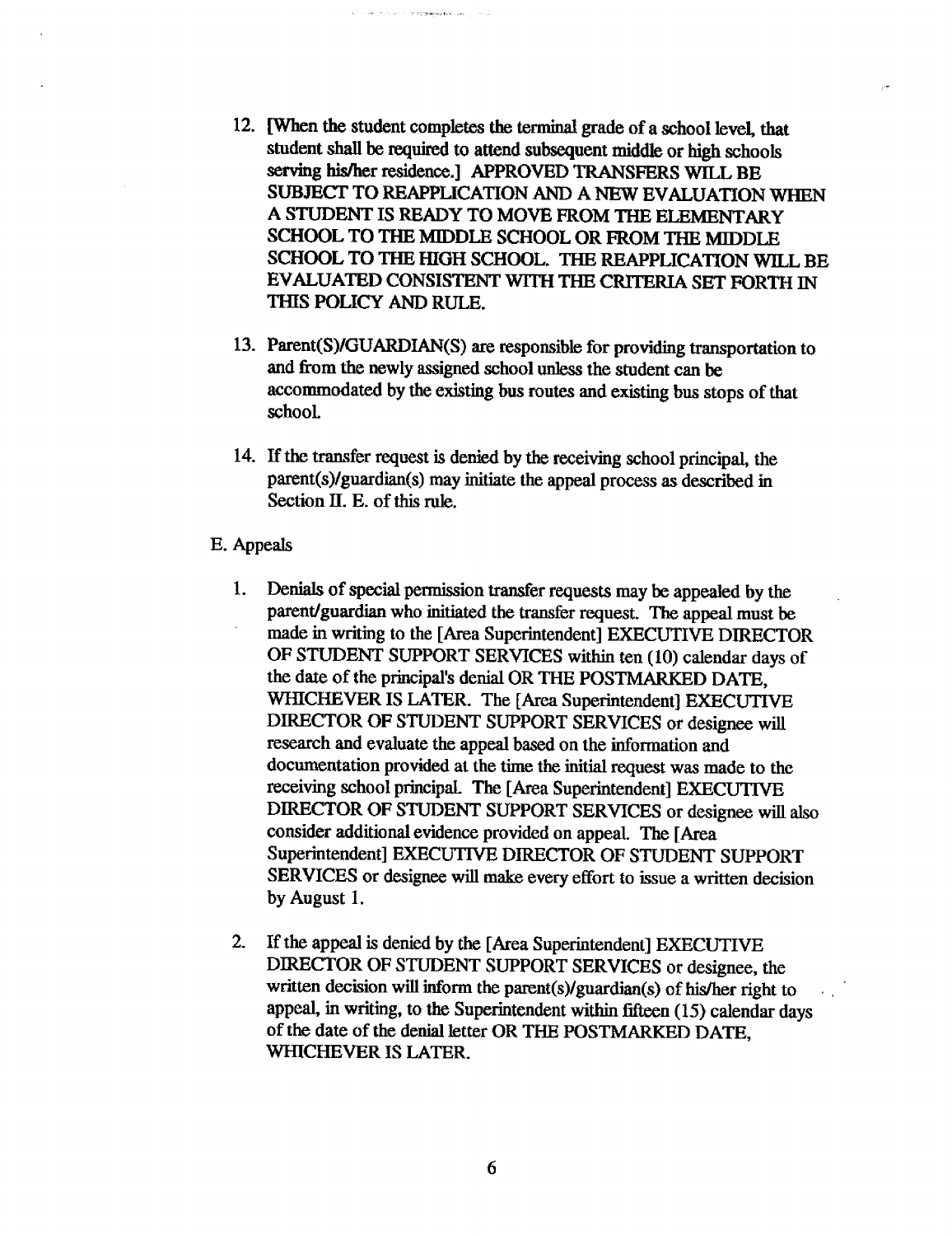12. [When the student completes the terminal grade of a school level, that student shall be required to attend subsequent middle or high schools serving his/her residence.] APPROVED TRANSFERS WILL BE SUBJECT TO REAPPLICATION AND A NEW EVALUATION WHEN A STUDENT IS READY TO MOVE FROM THE ELEMENTARY SCHOOL TO THE MIDDLE SCHOOL OR FROM THE MIDDLE SCHOOL TO THE HIGH SCHOOL. THE REAPPLICATION WILL BE EVALUATED CONSISTENT WITH THE CRITERIA SET FORTH IN THIS POLICY AND RULE.

13. Parent(S)/GUARDIAN(S) are responsible for providing transportation to and from the newly assigned school unless the student can be accommodated by the existing bus routes and existing bus stops of that school.

14. If the transfer request is denied by the receiving school principal, the parent(s)/guardian(s) may initiate the appeal process as described in Section II. E. of this rule.

E. Appeals

1. Denials of special permission transfer requests may be appealed by the parent/guardian who initiated the transfer request. The appeal must be made in writing to the [Area Superintendent] EXECUTIVE DIRECTOR OF STUDENT SUPPORT SERVICES within ten (10) calendar days of the date of the principal's denial OR THE POSTMARKED DATE, WHICHEVER IS LATER. The [Area Superintendent] EXECUTIVE DIRECTOR OF STUDENT SUPPORT SERVICES or designee will research and evaluate the appeal based on the information and documentation provided at the time the initial request was made to the receiving school principal. The [Area Superintendent] EXECUTIVE DIRECTOR OF STUDENT SUPPORT SERVICES or designee will also consider additional evidence provided on appeal. The [Area Superintendent] EXECUTIVE DIRECTOR OF STUDENT SUPPORT SERVICES or designee will make every effort to issue a written decision by August 1.

2. If the appeal is denied by the [Area Superintendent] EXECUTIVE DIRECTOR OF STUDENT SUPPORT SERVICES or designee, the written decision will inform the parent(s)/guardian(s) of his/her right to appeal, in writing, to the Superintendent within fifteen (15) calendar days of the date of the denial letter OR THE POSTMARKED DATE, WHICHEVER IS LATER.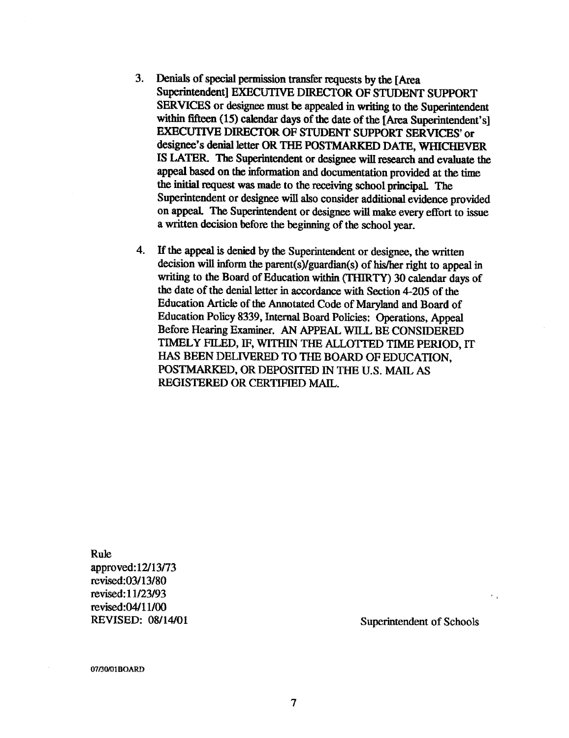3. Denials of special permission transfer requests by the [Area Superintendent] EXECUTIVE DIRECTOR OF STUDENT SUPPORT SERVICES or designee must be appealed in writing to the Superintendent within fifteen (15) calendar days of the date of the [Area Superintendent's] EXECUTIVE DIRECTOR OF STUDENT SUPPORT SERVICES' or designee's denial letter OR THE POSTMARKED DATE, WHICHEVER IS LATER. The Superintendent or designee will research and evaluate the appeal based on the information and documentation provided at the time the initial request was made to the receiving school principal. The Superintendent or designee will also consider additional evidence provided on appeal. The Superintendent or designee will make every effort to issue a written decision before the beginning of the school year.

4. If the appeal is denied by the Superintendent or designee, the written decision will inform the parent(s)/guardian(s) of his/her right to appeal in writing to the Board of Education within (THIRTY) 30 calendar days of the date of the denial letter in accordance with Section 4-205 of the Education Article of the Annotated Code of Maryland and Board of Education Policy 8339, Internal Board Policies: Operations, Appeal Before Hearing Examiner. AN APPEAL WILL BE CONSIDERED TIMELY FILED, IF, WITHIN THE ALLOTTED TIME PERIOD, IT HAS BEEN DELIVERED TO THE BOARD OF EDUCATION, POSTMARKED, OR DEPOSITED IN THE U.S. MAIL AS REGISTERED OR CERTIFIED MAIL.

Rule
approved:12/13/73
revised:03/13/80
revised:11/23/93
revised:04/11/00
REVISED: 08/14/01

Superintendent of Schools

07/30/01BOARD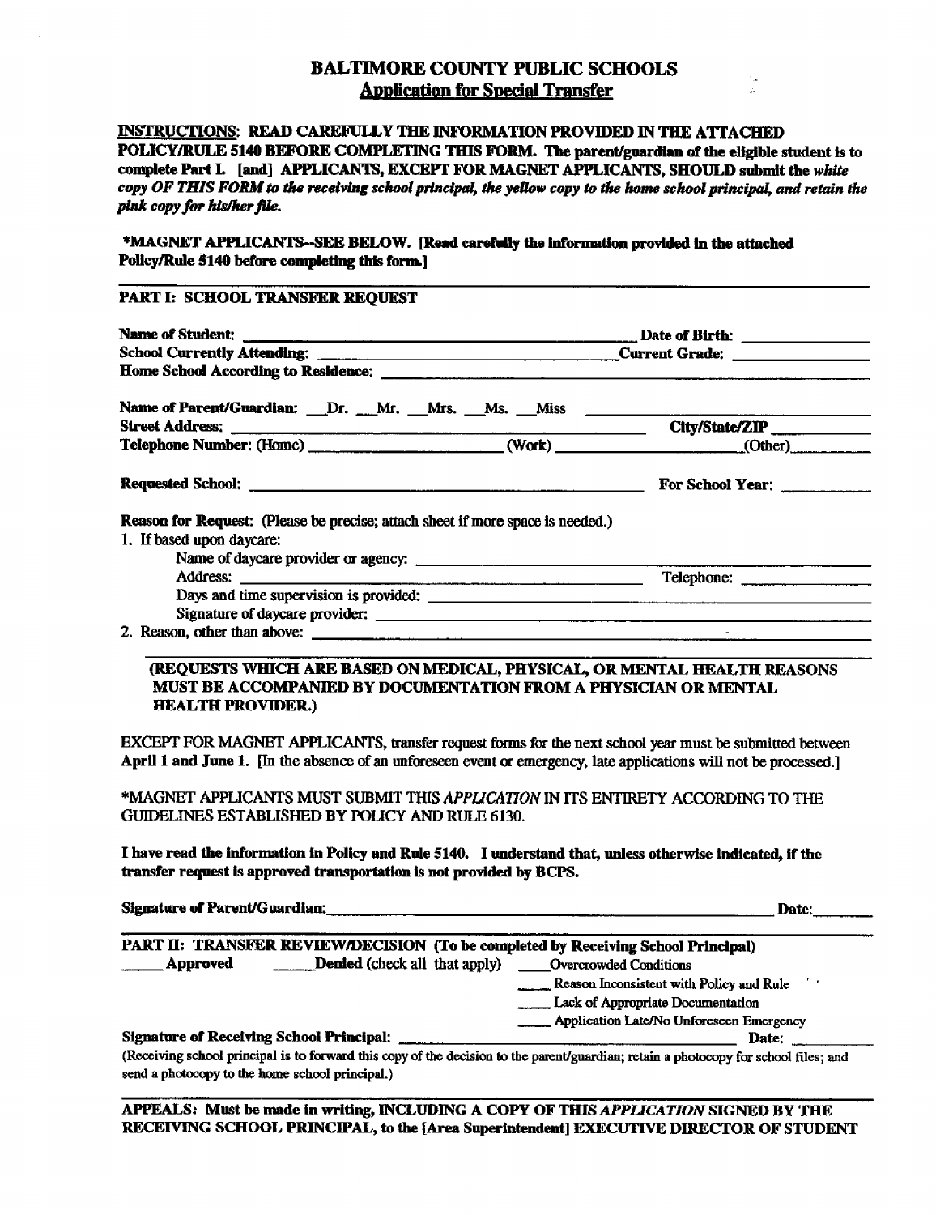# BALTIMORE COUNTY PUBLIC SCHOOLS

## Application for Special Transfer

**INSTRUCTIONS: READ CAREFULLY THE INFORMATION PROVIDED IN THE ATTACHED POLICY/RULE 5140 BEFORE COMPLETING THIS FORM. The parent/guardian of the eligible student is to complete Part I. [and] APPLICANTS, EXCEPT FOR MAGNET APPLICANTS, SHOULD submit the *white copy OF THIS FORM to the receiving school principal, the yellow copy to the home school principal, and retain the pink copy for his/her file.***

**\*MAGNET APPLICANTS--SEE BELOW. [Read carefully the information provided in the attached Policy/Rule 5140 before completing this form.]**

---

**PART I: SCHOOL TRANSFER REQUEST**

**Name of Student:** ______________________________ **Date of Birth:** ____________

**School Currently Attending:** ______________________________ **Current Grade:** ____________

**Home School According to Residence:** ______________________________

**Name of Parent/Guardian:** __Dr. __Mr. __Mrs. __Ms. __Miss ______________________________

**Street Address:** ______________________________ **City/State/ZIP** ____________

**Telephone Number:** (Home) ____________ (Work) ____________ (Other) ____________

**Requested School:** ______________________________ **For School Year:** ____________

**Reason for Request:** (Please be precise; attach sheet if more space is needed.)

1. If based upon daycare:
   - Name of daycare provider or agency: ______________________________
   - Address: ______________________________ Telephone: ____________
   - Days and time supervision is provided: ______________________________
   - Signature of daycare provider: ______________________________
2. Reason, other than above: ______________________________

**(REQUESTS WHICH ARE BASED ON MEDICAL, PHYSICAL, OR MENTAL HEALTH REASONS MUST BE ACCOMPANIED BY DOCUMENTATION FROM A PHYSICIAN OR MENTAL HEALTH PROVIDER.)**

EXCEPT FOR MAGNET APPLICANTS, transfer request forms for the next school year must be submitted between **April 1 and June 1.** [In the absence of an unforeseen event or emergency, late applications will not be processed.]

\*MAGNET APPLICANTS MUST SUBMIT THIS *APPLICATION* IN ITS ENTIRETY ACCORDING TO THE GUIDELINES ESTABLISHED BY POLICY AND RULE 6130.

**I have read the information in Policy and Rule 5140. I understand that, unless otherwise indicated, if the transfer request is approved transportation is not provided by BCPS.**

**Signature of Parent/Guardian:** ______________________________ **Date:** ________

---

**PART II: TRANSFER REVIEW/DECISION (To be completed by Receiving School Principal)**

_____ **Approved** _____ **Denied** (check all that apply)
- ____ Overcrowded Conditions
- ____ Reason Inconsistent with Policy and Rule
- ____ Lack of Appropriate Documentation
- ____ Application Late/No Unforeseen Emergency

**Signature of Receiving School Principal:** ______________________________ **Date:** ________

(Receiving school principal is to forward this copy of the decision to the parent/guardian; retain a photocopy for school files; and send a photocopy to the home school principal.)

---

**APPEALS: Must be made in writing, INCLUDING A COPY OF THIS *APPLICATION* SIGNED BY THE RECEIVING SCHOOL PRINCIPAL, to the [Area Superintendent] EXECUTIVE DIRECTOR OF STUDENT**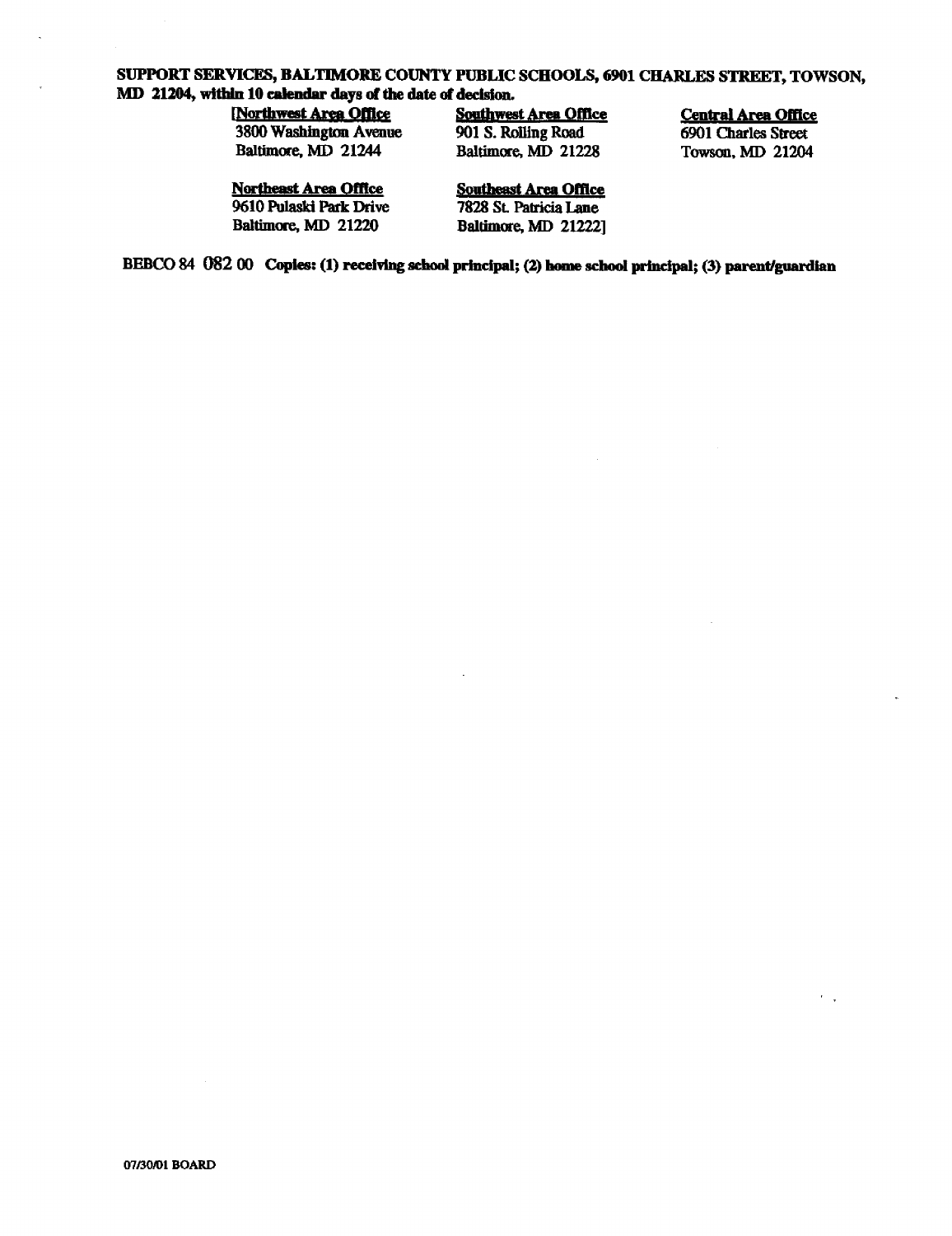**SUPPORT SERVICES, BALTIMORE COUNTY PUBLIC SCHOOLS, 6901 CHARLES STREET, TOWSON, MD 21204, within 10 calendar days of the date of decision.**

[**Northwest Area Office**
3800 Washington Avenue
Baltimore, MD 21244

**Southwest Area Office**
901 S. Rolling Road
Baltimore, MD 21228

**Central Area Office**
6901 Charles Street
Towson, MD 21204

**Northeast Area Office**
9610 Pulaski Park Drive
Baltimore, MD 21220

**Southeast Area Office**
7828 St. Patricia Lane
Baltimore, MD 21222]

BEBCO 84 082 00 **Copies: (1) receiving school principal; (2) home school principal; (3) parent/guardian**

07/30/01 BOARD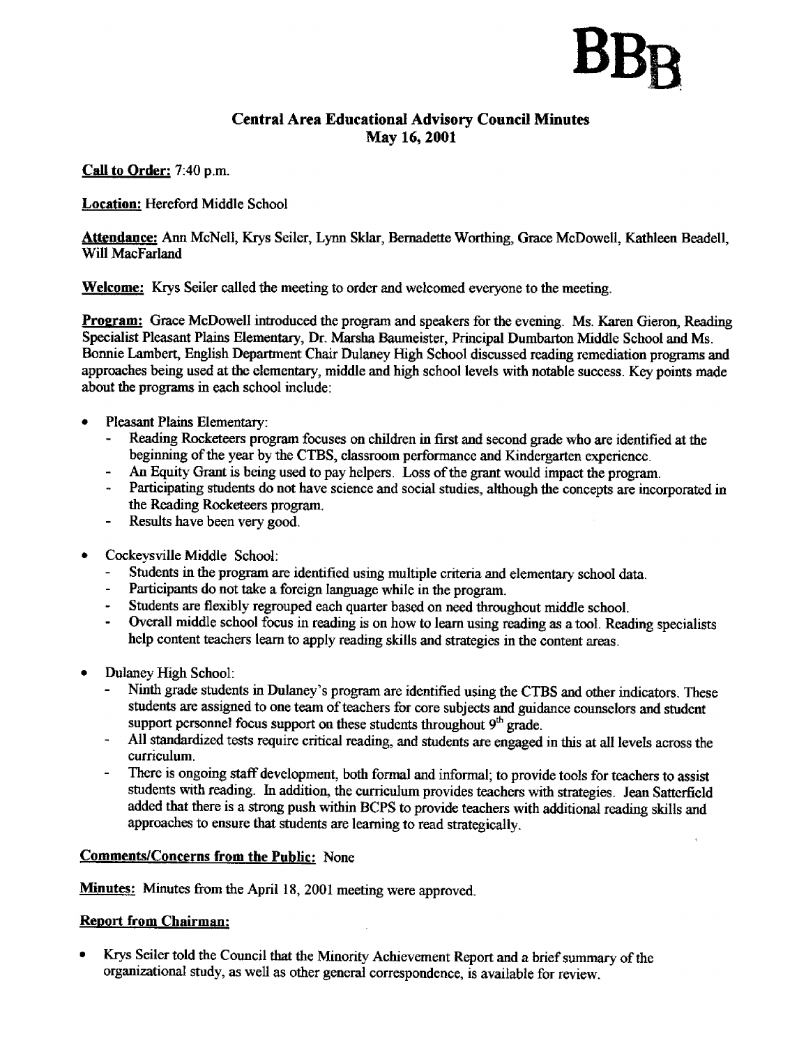BBB

## Central Area Educational Advisory Council Minutes
## May 16, 2001

**Call to Order:** 7:40 p.m.

**Location:** Hereford Middle School

**Attendance:** Ann McNell, Krys Seiler, Lynn Sklar, Bernadette Worthing, Grace McDowell, Kathleen Beadell, Will MacFarland

**Welcome:** Krys Seiler called the meeting to order and welcomed everyone to the meeting.

**Program:** Grace McDowell introduced the program and speakers for the evening. Ms. Karen Gieron, Reading Specialist Pleasant Plains Elementary, Dr. Marsha Baumeister, Principal Dumbarton Middle School and Ms. Bonnie Lambert, English Department Chair Dulaney High School discussed reading remediation programs and approaches being used at the elementary, middle and high school levels with notable success. Key points made about the programs in each school include:

- Pleasant Plains Elementary:
    - Reading Rocketeers program focuses on children in first and second grade who are identified at the beginning of the year by the CTBS, classroom performance and Kindergarten experience.
    - An Equity Grant is being used to pay helpers. Loss of the grant would impact the program.
    - Participating students do not have science and social studies, although the concepts are incorporated in the Reading Rocketeers program.
    - Results have been very good.
- Cockeysville Middle School:
    - Students in the program are identified using multiple criteria and elementary school data.
    - Participants do not take a foreign language while in the program.
    - Students are flexibly regrouped each quarter based on need throughout middle school.
    - Overall middle school focus in reading is on how to learn using reading as a tool. Reading specialists help content teachers learn to apply reading skills and strategies in the content areas.
- Dulaney High School:
    - Ninth grade students in Dulaney's program are identified using the CTBS and other indicators. These students are assigned to one team of teachers for core subjects and guidance counselors and student support personnel focus support on these students throughout 9th grade.
    - All standardized tests require critical reading, and students are engaged in this at all levels across the curriculum.
    - There is ongoing staff development, both formal and informal; to provide tools for teachers to assist students with reading. In addition, the curriculum provides teachers with strategies. Jean Satterfield added that there is a strong push within BCPS to provide teachers with additional reading skills and approaches to ensure that students are learning to read strategically.

**Comments/Concerns from the Public:** None

**Minutes:** Minutes from the April 18, 2001 meeting were approved.

**Report from Chairman:**

- Krys Seiler told the Council that the Minority Achievement Report and a brief summary of the organizational study, as well as other general correspondence, is available for review.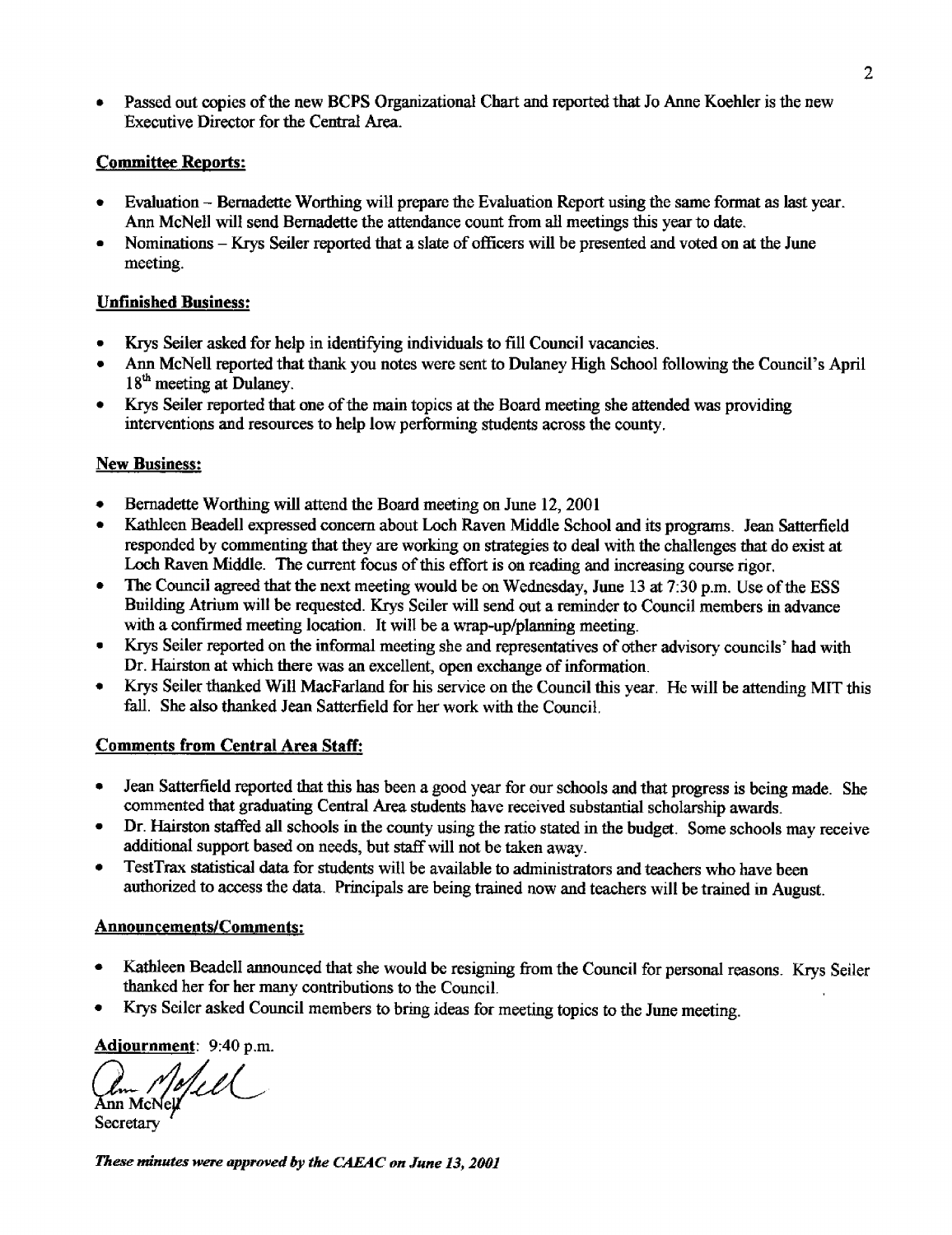- Passed out copies of the new BCPS Organizational Chart and reported that Jo Anne Koehler is the new Executive Director for the Central Area.

## Committee Reports:

- Evaluation – Bernadette Worthing will prepare the Evaluation Report using the same format as last year. Ann McNell will send Bernadette the attendance count from all meetings this year to date.
- Nominations – Krys Seiler reported that a slate of officers will be presented and voted on at the June meeting.

## Unfinished Business:

- Krys Seiler asked for help in identifying individuals to fill Council vacancies.
- Ann McNell reported that thank you notes were sent to Dulaney High School following the Council's April 18th meeting at Dulaney.
- Krys Seiler reported that one of the main topics at the Board meeting she attended was providing interventions and resources to help low performing students across the county.

## New Business:

- Bernadette Worthing will attend the Board meeting on June 12, 2001
- Kathleen Beadell expressed concern about Loch Raven Middle School and its programs. Jean Satterfield responded by commenting that they are working on strategies to deal with the challenges that do exist at Loch Raven Middle. The current focus of this effort is on reading and increasing course rigor.
- The Council agreed that the next meeting would be on Wednesday, June 13 at 7:30 p.m. Use of the ESS Building Atrium will be requested. Krys Seiler will send out a reminder to Council members in advance with a confirmed meeting location. It will be a wrap-up/planning meeting.
- Krys Seiler reported on the informal meeting she and representatives of other advisory councils' had with Dr. Hairston at which there was an excellent, open exchange of information.
- Krys Seiler thanked Will MacFarland for his service on the Council this year. He will be attending MIT this fall. She also thanked Jean Satterfield for her work with the Council.

## Comments from Central Area Staff:

- Jean Satterfield reported that this has been a good year for our schools and that progress is being made. She commented that graduating Central Area students have received substantial scholarship awards.
- Dr. Hairston staffed all schools in the county using the ratio stated in the budget. Some schools may receive additional support based on needs, but staff will not be taken away.
- TestTrax statistical data for students will be available to administrators and teachers who have been authorized to access the data. Principals are being trained now and teachers will be trained in August.

## Announcements/Comments:

- Kathleen Beadell announced that she would be resigning from the Council for personal reasons. Krys Seiler thanked her for her many contributions to the Council.
- Krys Seiler asked Council members to bring ideas for meeting topics to the June meeting.

**Adjournment**: 9:40 p.m.

Ann McNell
Secretary

***These minutes were approved by the CAEAC on June 13, 2001***